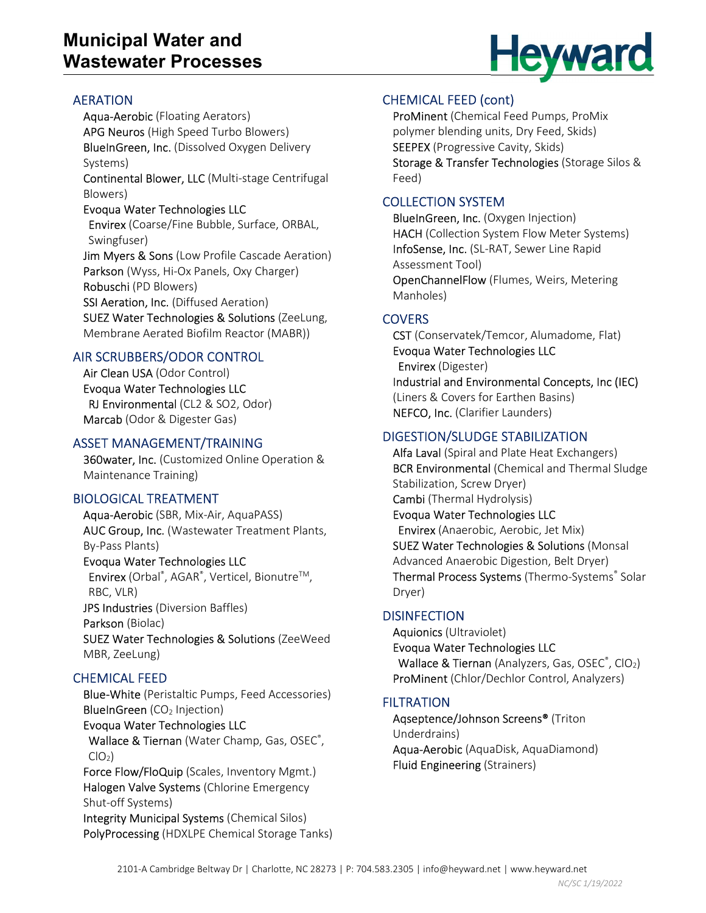# Municipal Water and Wastewater Processes

Heyward

## AERATION

- Aqua-Aerobic (Floating Aerators)
- APG Neuros (High Speed Turbo Blowers)
- BlueInGreen, Inc. (Dissolved Oxygen Delivery Systems)
- Continental Blower, LLC (Multi-stage Centrifugal Blowers)
- Evoqua Water Technologies LLC
  - Envirex (Coarse/Fine Bubble, Surface, ORBAL, Swingfuser)
- Jim Myers & Sons (Low Profile Cascade Aeration)
- Parkson (Wyss, Hi-Ox Panels, Oxy Charger)
- Robuschi (PD Blowers)
- SSI Aeration, Inc. (Diffused Aeration)
- SUEZ Water Technologies & Solutions (ZeeLung, Membrane Aerated Biofilm Reactor (MABR))

## AIR SCRUBBERS/ODOR CONTROL

- Air Clean USA (Odor Control)
- Evoqua Water Technologies LLC
  - RJ Environmental (CL2 & SO2, Odor)
- Marcab (Odor & Digester Gas)

## ASSET MANAGEMENT/TRAINING

- 360water, Inc. (Customized Online Operation & Maintenance Training)

## BIOLOGICAL TREATMENT

- Aqua-Aerobic (SBR, Mix-Air, AquaPASS)
- AUC Group, Inc. (Wastewater Treatment Plants, By-Pass Plants)
- Evoqua Water Technologies LLC
  - Envirex (Orbal®, AGAR®, Verticel, Bionutre™, RBC, VLR)
- JPS Industries (Diversion Baffles)
- Parkson (Biolac)
- SUEZ Water Technologies & Solutions (ZeeWeed MBR, ZeeLung)

## CHEMICAL FEED

- Blue-White (Peristaltic Pumps, Feed Accessories)
- BlueInGreen ($CO_2$ Injection)
- Evoqua Water Technologies LLC
  - Wallace & Tiernan (Water Champ, Gas, OSEC®, $ClO_2$)
- Force Flow/FloQuip (Scales, Inventory Mgmt.)
- Halogen Valve Systems (Chlorine Emergency Shut-off Systems)
- Integrity Municipal Systems (Chemical Silos)
- PolyProcessing (HDXLPE Chemical Storage Tanks)

## CHEMICAL FEED (cont)

- ProMinent (Chemical Feed Pumps, ProMix polymer blending units, Dry Feed, Skids)
- SEEPEX (Progressive Cavity, Skids)
- Storage & Transfer Technologies (Storage Silos & Feed)

## COLLECTION SYSTEM

- BlueInGreen, Inc. (Oxygen Injection)
- HACH (Collection System Flow Meter Systems)
- InfoSense, Inc. (SL-RAT, Sewer Line Rapid Assessment Tool)
- OpenChannelFlow (Flumes, Weirs, Metering Manholes)

## COVERS

- CST (Conservatek/Temcor, Alumadome, Flat)
- Evoqua Water Technologies LLC
  - Envirex (Digester)
- Industrial and Environmental Concepts, Inc (IEC) (Liners & Covers for Earthen Basins)
- NEFCO, Inc. (Clarifier Launders)

## DIGESTION/SLUDGE STABILIZATION

- Alfa Laval (Spiral and Plate Heat Exchangers)
- BCR Environmental (Chemical and Thermal Sludge Stabilization, Screw Dryer)
- Cambi (Thermal Hydrolysis)
- Evoqua Water Technologies LLC
  - Envirex (Anaerobic, Aerobic, Jet Mix)
- SUEZ Water Technologies & Solutions (Monsal Advanced Anaerobic Digestion, Belt Dryer)
- Thermal Process Systems (Thermo-Systems® Solar Dryer)

## DISINFECTION

- Aquionics (Ultraviolet)
- Evoqua Water Technologies LLC
  - Wallace & Tiernan (Analyzers, Gas, OSEC®, $ClO_2$)
- ProMinent (Chlor/Dechlor Control, Analyzers)

## FILTRATION

- Aqseptence/Johnson Screens® (Triton Underdrains)
- Aqua-Aerobic (AquaDisk, AquaDiamond)
- Fluid Engineering (Strainers)

2101-A Cambridge Beltway Dr | Charlotte, NC 28273 | P: 704.583.2305 | info@heyward.net | www.heyward.net

*NC/SC 1/19/2022*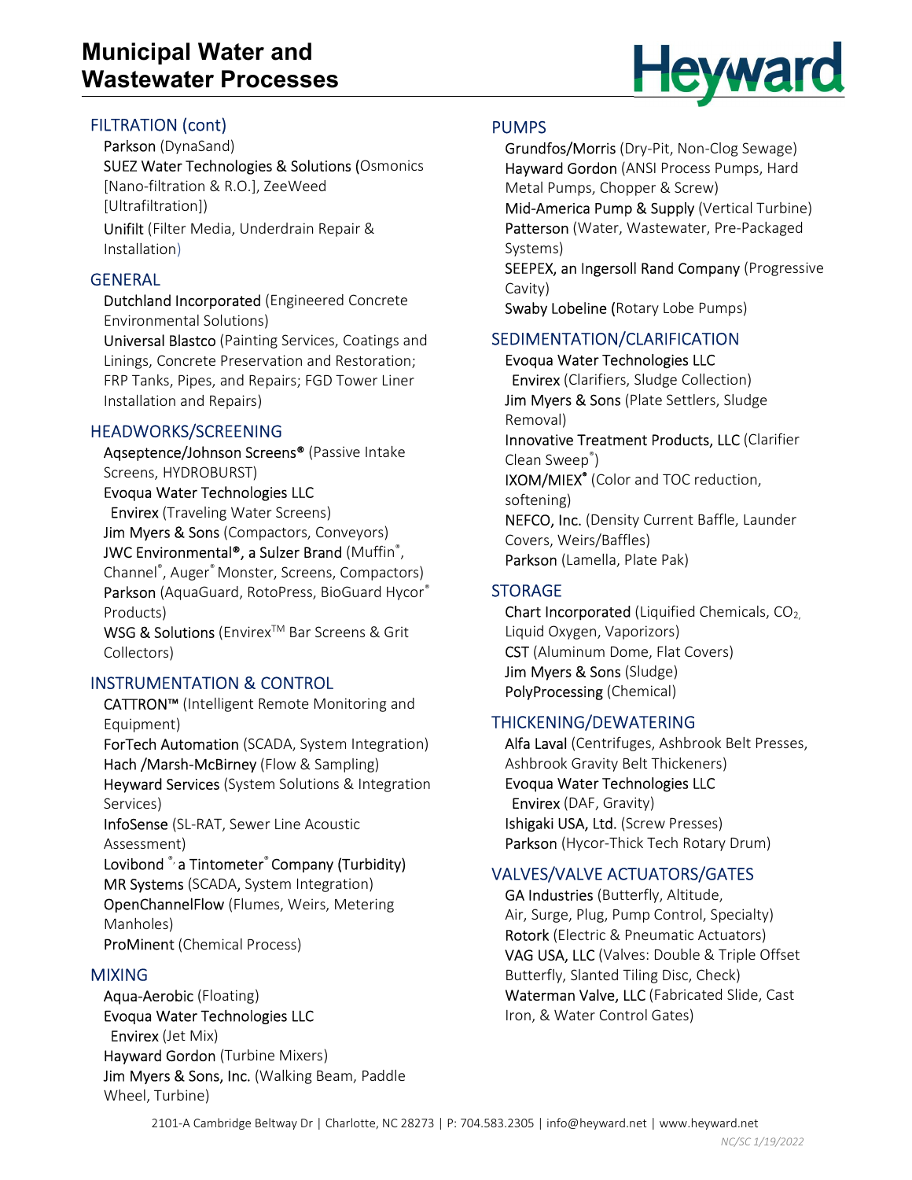# Municipal Water and Wastewater Processes

## FILTRATION (cont)

Parkson (DynaSand)
SUEZ Water Technologies & Solutions (Osmonics [Nano-filtration & R.O.], ZeeWeed [Ultrafiltration])
Unifilt (Filter Media, Underdrain Repair & Installation)

## GENERAL

Dutchland Incorporated (Engineered Concrete Environmental Solutions)
Universal Blastco (Painting Services, Coatings and Linings, Concrete Preservation and Restoration; FRP Tanks, Pipes, and Repairs; FGD Tower Liner Installation and Repairs)

## HEADWORKS/SCREENING

Aqseptence/Johnson Screens® (Passive Intake Screens, HYDROBURST)
Evoqua Water Technologies LLC
  Envirex (Traveling Water Screens)
Jim Myers & Sons (Compactors, Conveyors)
JWC Environmental®, a Sulzer Brand (Muffin®, Channel®, Auger® Monster, Screens, Compactors)
Parkson (AquaGuard, RotoPress, BioGuard Hycor® Products)
WSG & Solutions (Envirex™ Bar Screens & Grit Collectors)

## INSTRUMENTATION & CONTROL

CATTRON™ (Intelligent Remote Monitoring and Equipment)
ForTech Automation (SCADA, System Integration)
Hach /Marsh-McBirney (Flow & Sampling)
Heyward Services (System Solutions & Integration Services)
InfoSense (SL-RAT, Sewer Line Acoustic Assessment)
Lovibond ®, a Tintometer® Company (Turbidity)
MR Systems (SCADA, System Integration)
OpenChannelFlow (Flumes, Weirs, Metering Manholes)
ProMinent (Chemical Process)

## MIXING

Aqua-Aerobic (Floating)
Evoqua Water Technologies LLC
  Envirex (Jet Mix)
Hayward Gordon (Turbine Mixers)
Jim Myers & Sons, Inc. (Walking Beam, Paddle Wheel, Turbine)

## PUMPS

Grundfos/Morris (Dry-Pit, Non-Clog Sewage)
Hayward Gordon (ANSI Process Pumps, Hard Metal Pumps, Chopper & Screw)
Mid-America Pump & Supply (Vertical Turbine)
Patterson (Water, Wastewater, Pre-Packaged Systems)
SEEPEX, an Ingersoll Rand Company (Progressive Cavity)
Swaby Lobeline (Rotary Lobe Pumps)

## SEDIMENTATION/CLARIFICATION

Evoqua Water Technologies LLC
  Envirex (Clarifiers, Sludge Collection)
Jim Myers & Sons (Plate Settlers, Sludge Removal)
Innovative Treatment Products, LLC (Clarifier Clean Sweep®)
IXOM/MIEX® (Color and TOC reduction, softening)
NEFCO, Inc. (Density Current Baffle, Launder Covers, Weirs/Baffles)
Parkson (Lamella, Plate Pak)

## STORAGE

Chart Incorporated (Liquified Chemicals, $CO_2$, Liquid Oxygen, Vaporizors)
CST (Aluminum Dome, Flat Covers)
Jim Myers & Sons (Sludge)
PolyProcessing (Chemical)

## THICKENING/DEWATERING

Alfa Laval (Centrifuges, Ashbrook Belt Presses, Ashbrook Gravity Belt Thickeners)
Evoqua Water Technologies LLC
  Envirex (DAF, Gravity)
Ishigaki USA, Ltd. (Screw Presses)
Parkson (Hycor-Thick Tech Rotary Drum)

## VALVES/VALVE ACTUATORS/GATES

GA Industries (Butterfly, Altitude, Air, Surge, Plug, Pump Control, Specialty)
Rotork (Electric & Pneumatic Actuators)
VAG USA, LLC (Valves: Double & Triple Offset Butterfly, Slanted Tiling Disc, Check)
Waterman Valve, LLC (Fabricated Slide, Cast Iron, & Water Control Gates)

2101-A Cambridge Beltway Dr | Charlotte, NC 28273 | P: 704.583.2305 | info@heyward.net | www.heyward.net

*NC/SC 1/19/2022*